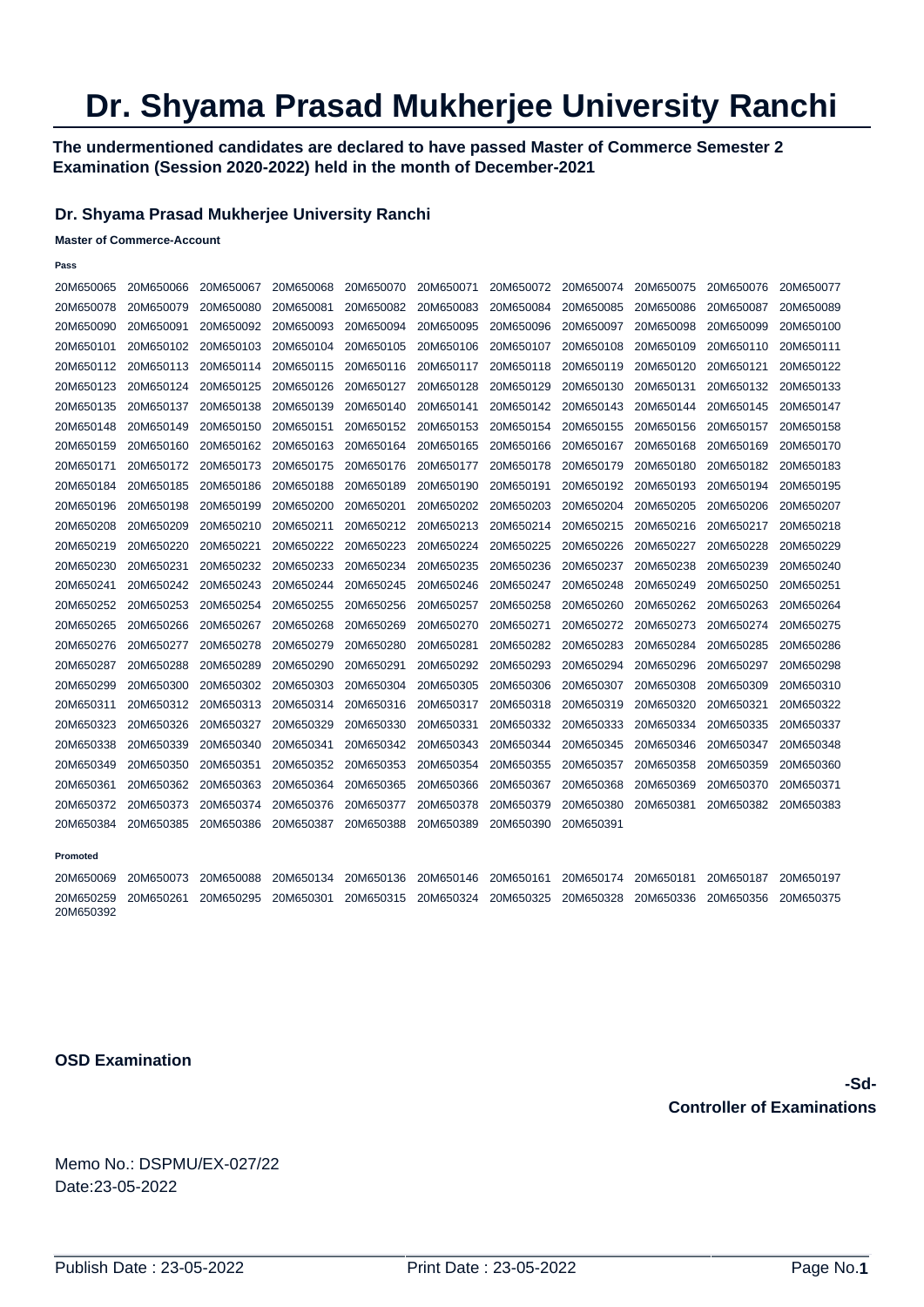# Dr. Shyama Prasad Mukherjee University Ranchi

**The undermentioned candidates are declared to have passed Master of Commerce Semester 2 Examination (Session 2020-2022) held in the month of December-2021**

### Dr. Shyama Prasad Mukherjee University Ranchi

**Master of Commerce-Account**

**Pass**

20M650065 20M650066 20M650067 20M650068 20M650070 20M650071 20M650072 20M650074 20M650075 20M650076 20M650077
20M650078 20M650079 20M650080 20M650081 20M650082 20M650083 20M650084 20M650085 20M650086 20M650087 20M650089
20M650090 20M650091 20M650092 20M650093 20M650094 20M650095 20M650096 20M650097 20M650098 20M650099 20M650100
20M650101 20M650102 20M650103 20M650104 20M650105 20M650106 20M650107 20M650108 20M650109 20M650110 20M650111
20M650112 20M650113 20M650114 20M650115 20M650116 20M650117 20M650118 20M650119 20M650120 20M650121 20M650122
20M650123 20M650124 20M650125 20M650126 20M650127 20M650128 20M650129 20M650130 20M650131 20M650132 20M650133
20M650135 20M650137 20M650138 20M650139 20M650140 20M650141 20M650142 20M650143 20M650144 20M650145 20M650147
20M650148 20M650149 20M650150 20M650151 20M650152 20M650153 20M650154 20M650155 20M650156 20M650157 20M650158
20M650159 20M650160 20M650162 20M650163 20M650164 20M650165 20M650166 20M650167 20M650168 20M650169 20M650170
20M650171 20M650172 20M650173 20M650175 20M650176 20M650177 20M650178 20M650179 20M650180 20M650182 20M650183
20M650184 20M650185 20M650186 20M650188 20M650189 20M650190 20M650191 20M650192 20M650193 20M650194 20M650195
20M650196 20M650198 20M650199 20M650200 20M650201 20M650202 20M650203 20M650204 20M650205 20M650206 20M650207
20M650208 20M650209 20M650210 20M650211 20M650212 20M650213 20M650214 20M650215 20M650216 20M650217 20M650218
20M650219 20M650220 20M650221 20M650222 20M650223 20M650224 20M650225 20M650226 20M650227 20M650228 20M650229
20M650230 20M650231 20M650232 20M650233 20M650234 20M650235 20M650236 20M650237 20M650238 20M650239 20M650240
20M650241 20M650242 20M650243 20M650244 20M650245 20M650246 20M650247 20M650248 20M650249 20M650250 20M650251
20M650252 20M650253 20M650254 20M650255 20M650256 20M650257 20M650258 20M650260 20M650262 20M650263 20M650264
20M650265 20M650266 20M650267 20M650268 20M650269 20M650270 20M650271 20M650272 20M650273 20M650274 20M650275
20M650276 20M650277 20M650278 20M650279 20M650280 20M650281 20M650282 20M650283 20M650284 20M650285 20M650286
20M650287 20M650288 20M650289 20M650290 20M650291 20M650292 20M650293 20M650294 20M650296 20M650297 20M650298
20M650299 20M650300 20M650302 20M650303 20M650304 20M650305 20M650306 20M650307 20M650308 20M650309 20M650310
20M650311 20M650312 20M650313 20M650314 20M650316 20M650317 20M650318 20M650319 20M650320 20M650321 20M650322
20M650323 20M650326 20M650327 20M650329 20M650330 20M650331 20M650332 20M650333 20M650334 20M650335 20M650337
20M650338 20M650339 20M650340 20M650341 20M650342 20M650343 20M650344 20M650345 20M650346 20M650347 20M650348
20M650349 20M650350 20M650351 20M650352 20M650353 20M650354 20M650355 20M650357 20M650358 20M650359 20M650360
20M650361 20M650362 20M650363 20M650364 20M650365 20M650366 20M650367 20M650368 20M650369 20M650370 20M650371
20M650372 20M650373 20M650374 20M650376 20M650377 20M650378 20M650379 20M650380 20M650381 20M650382 20M650383
20M650384 20M650385 20M650386 20M650387 20M650388 20M650389 20M650390 20M650391

**Promoted**

20M650069 20M650073 20M650088 20M650134 20M650136 20M650146 20M650161 20M650174 20M650181 20M650187 20M650197
20M650259 20M650261 20M650295 20M650301 20M650315 20M650324 20M650325 20M650328 20M650336 20M650356 20M650375
20M650392

**OSD Examination**

**-Sd-**
**Controller of Examinations**

Memo No.: DSPMU/EX-027/22
Date:23-05-2022

Publish Date : 23-05-2022 Print Date : 23-05-2022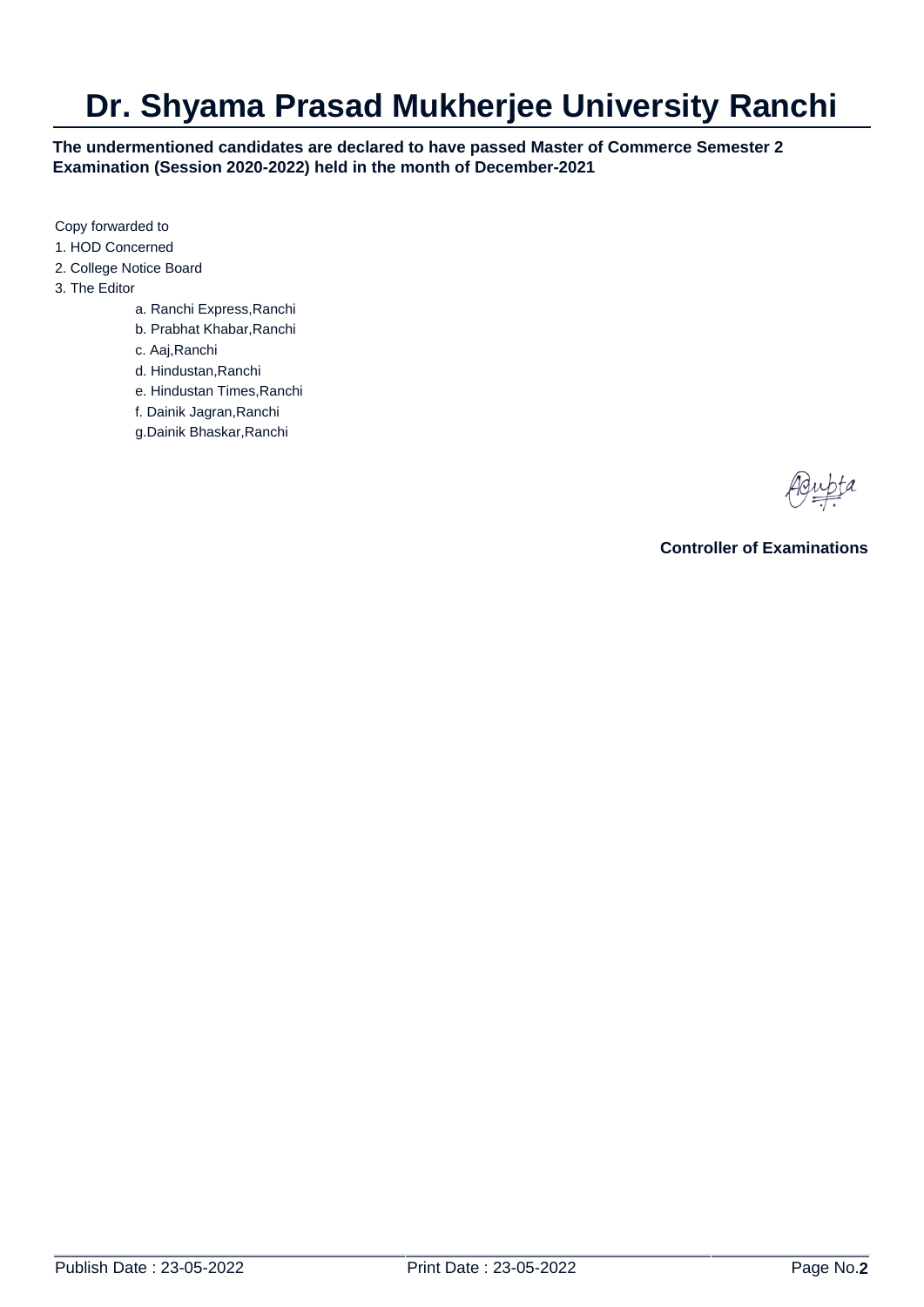# Dr. Shyama Prasad Mukherjee University Ranchi

**The undermentioned candidates are declared to have passed Master of Commerce Semester 2 Examination (Session 2020-2022) held in the month of December-2021**

Copy forwarded to

1. HOD Concerned
2. College Notice Board
3. The Editor
    - a. Ranchi Express,Ranchi
    - b. Prabhat Khabar,Ranchi
    - c. Aaj,Ranchi
    - d. Hindustan,Ranchi
    - e. Hindustan Times,Ranchi
    - f. Dainik Jagran,Ranchi
    - g.Dainik Bhaskar,Ranchi

**Controller of Examinations**

Publish Date : 23-05-2022 Print Date : 23-05-2022